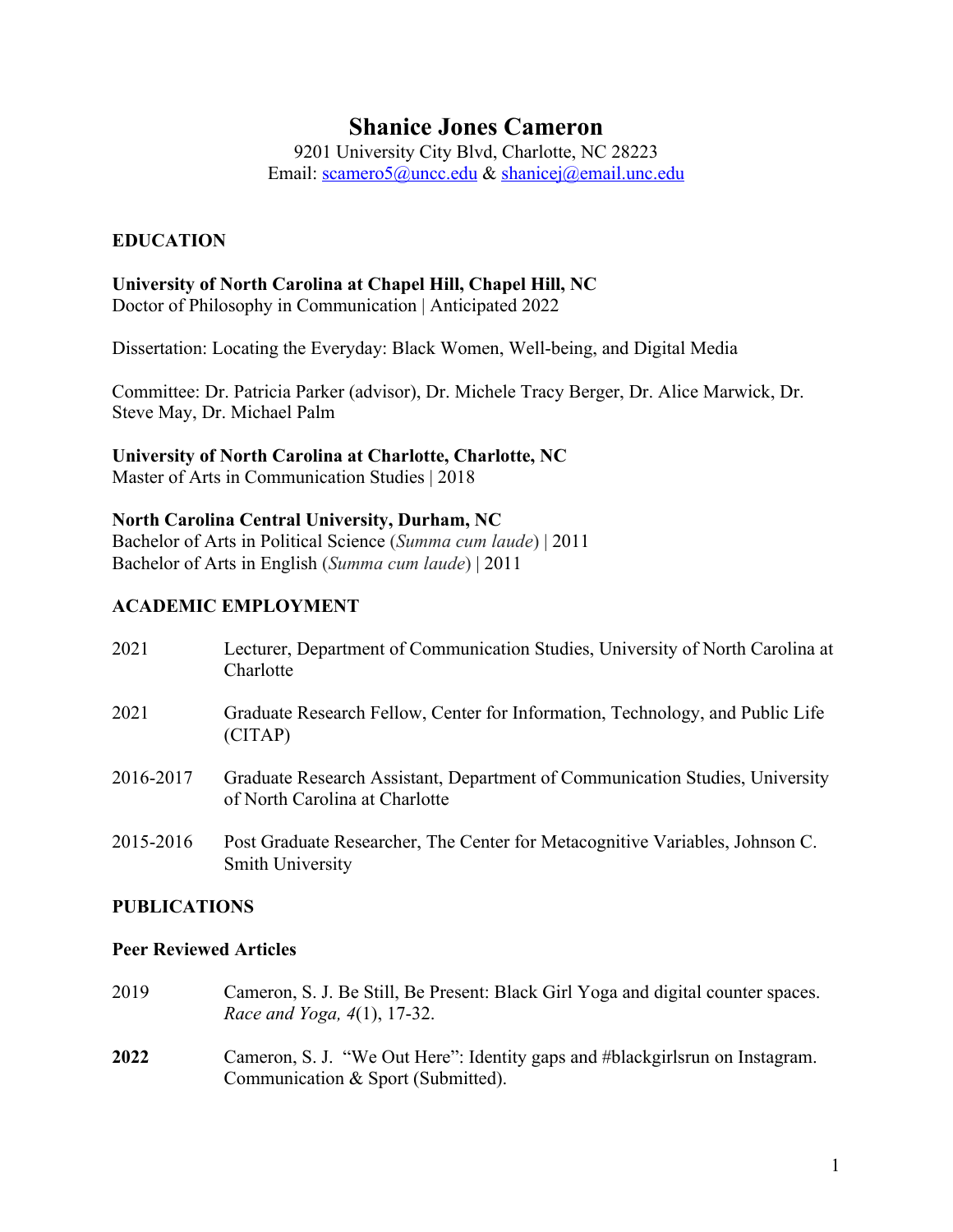# Shanice Jones Cameron

9201 University City Blvd, Charlotte, NC 28223
Email: scamero5@uncc.edu & shanicej@email.unc.edu

## EDUCATION

**University of North Carolina at Chapel Hill, Chapel Hill, NC**
Doctor of Philosophy in Communication | Anticipated 2022

Dissertation: Locating the Everyday: Black Women, Well-being, and Digital Media

Committee: Dr. Patricia Parker (advisor), Dr. Michele Tracy Berger, Dr. Alice Marwick, Dr. Steve May, Dr. Michael Palm

**University of North Carolina at Charlotte, Charlotte, NC**
Master of Arts in Communication Studies | 2018

**North Carolina Central University, Durham, NC**
Bachelor of Arts in Political Science (*Summa cum laude*) | 2011
Bachelor of Arts in English (*Summa cum laude*) | 2011

## ACADEMIC EMPLOYMENT

2021 — Lecturer, Department of Communication Studies, University of North Carolina at Charlotte

2021 — Graduate Research Fellow, Center for Information, Technology, and Public Life (CITAP)

2016-2017 — Graduate Research Assistant, Department of Communication Studies, University of North Carolina at Charlotte

2015-2016 — Post Graduate Researcher, The Center for Metacognitive Variables, Johnson C. Smith University

## PUBLICATIONS

### Peer Reviewed Articles

2019 — Cameron, S. J. Be Still, Be Present: Black Girl Yoga and digital counter spaces. *Race and Yoga, 4*(1), 17-32.

**2022** — Cameron, S. J. "We Out Here": Identity gaps and #blackgirlsrun on Instagram. Communication & Sport (Submitted).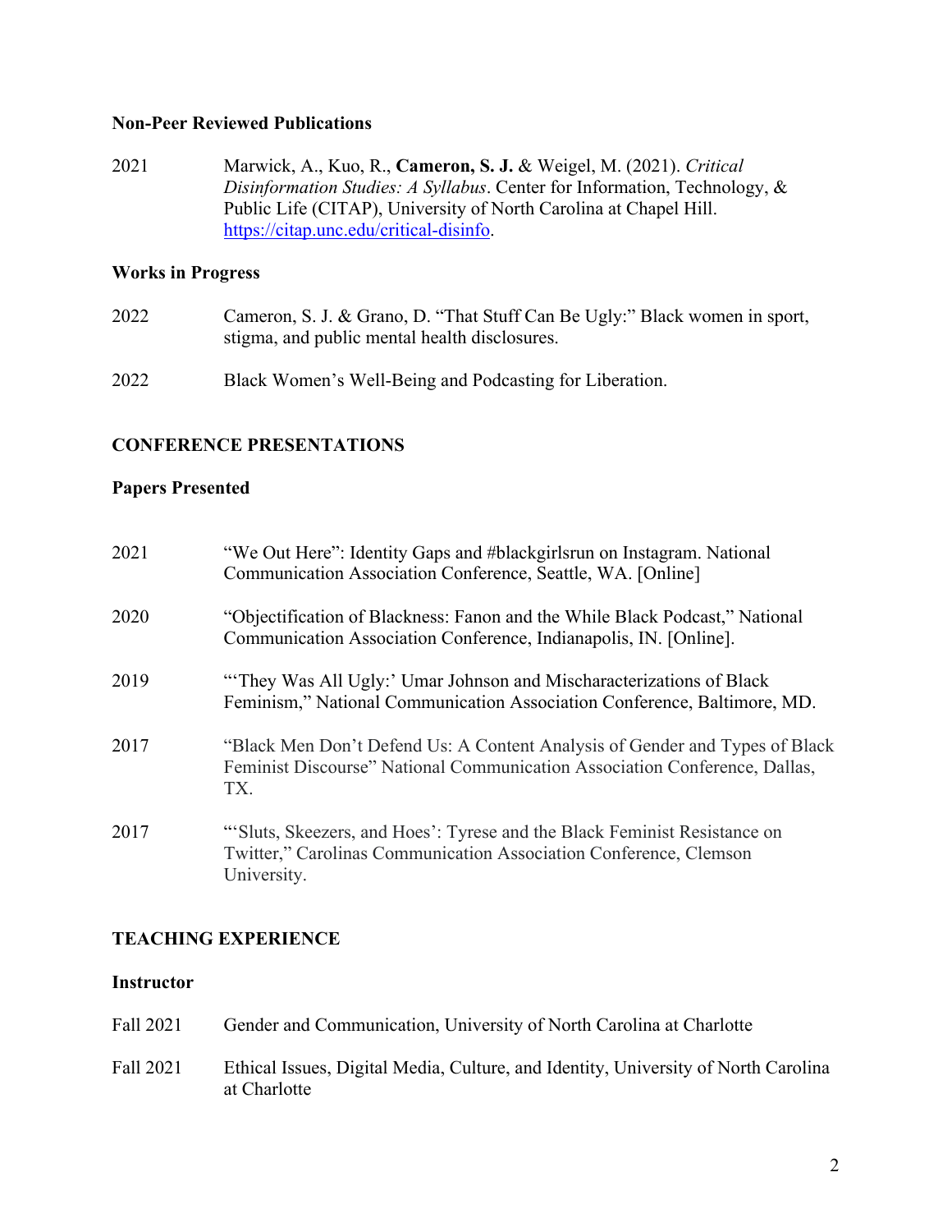### Non-Peer Reviewed Publications

2021 Marwick, A., Kuo, R., **Cameron, S. J.** & Weigel, M. (2021). *Critical Disinformation Studies: A Syllabus*. Center for Information, Technology, & Public Life (CITAP), University of North Carolina at Chapel Hill. https://citap.unc.edu/critical-disinfo.

### Works in Progress

2022 Cameron, S. J. & Grano, D. "That Stuff Can Be Ugly:" Black women in sport, stigma, and public mental health disclosures.

2022 Black Women's Well-Being and Podcasting for Liberation.

## CONFERENCE PRESENTATIONS

### Papers Presented

2021 "We Out Here": Identity Gaps and #blackgirlsrun on Instagram. National Communication Association Conference, Seattle, WA. [Online]

2020 "Objectification of Blackness: Fanon and the While Black Podcast," National Communication Association Conference, Indianapolis, IN. [Online].

2019 "'They Was All Ugly:' Umar Johnson and Mischaracterizations of Black Feminism," National Communication Association Conference, Baltimore, MD.

2017 "Black Men Don't Defend Us: A Content Analysis of Gender and Types of Black Feminist Discourse" National Communication Association Conference, Dallas, TX.

2017 "'Sluts, Skeezers, and Hoes': Tyrese and the Black Feminist Resistance on Twitter," Carolinas Communication Association Conference, Clemson University.

## TEACHING EXPERIENCE

### Instructor

Fall 2021 Gender and Communication, University of North Carolina at Charlotte

Fall 2021 Ethical Issues, Digital Media, Culture, and Identity, University of North Carolina at Charlotte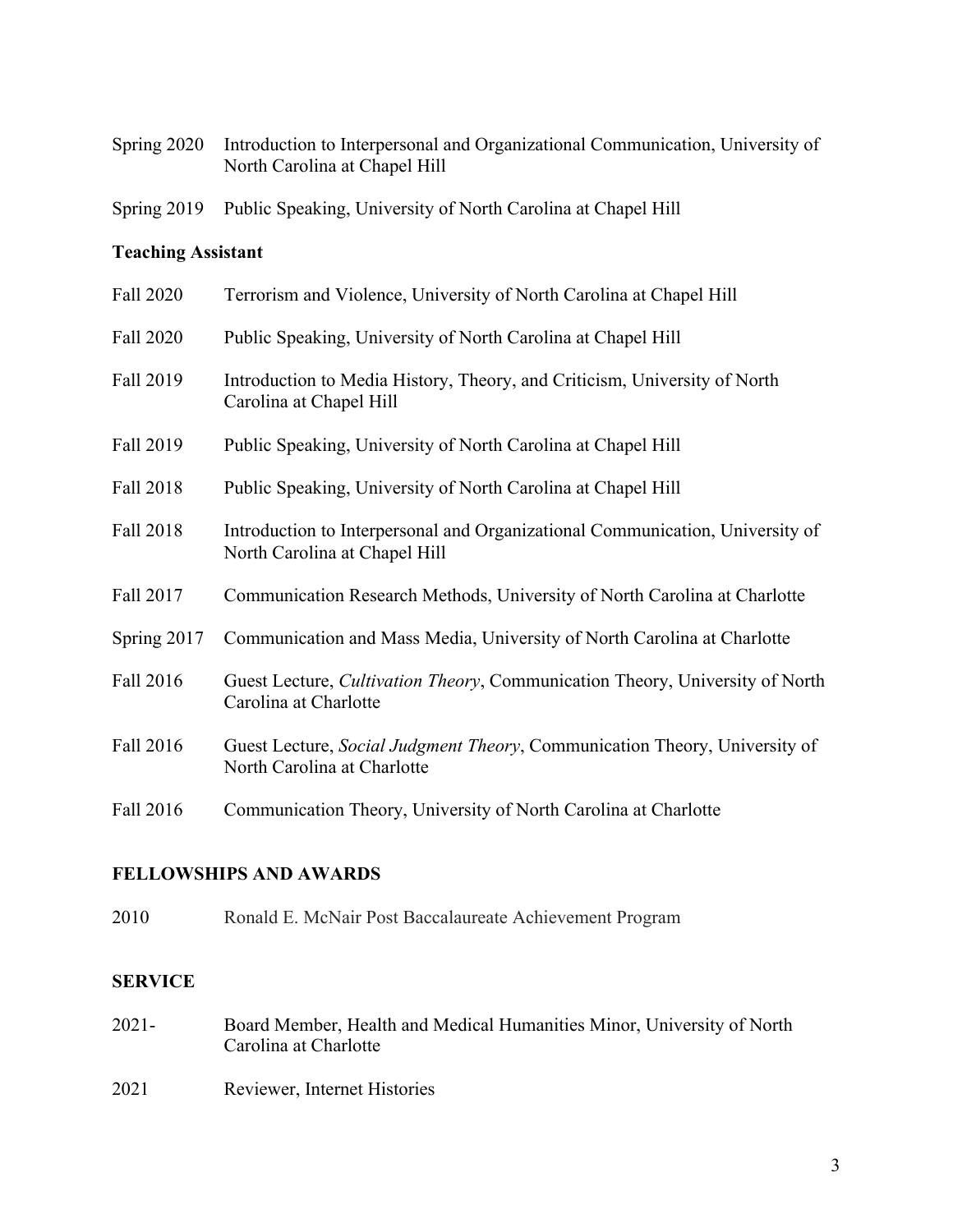Spring 2020 Introduction to Interpersonal and Organizational Communication, University of North Carolina at Chapel Hill

Spring 2019 Public Speaking, University of North Carolina at Chapel Hill

### Teaching Assistant

Fall 2020 Terrorism and Violence, University of North Carolina at Chapel Hill

Fall 2020 Public Speaking, University of North Carolina at Chapel Hill

Fall 2019 Introduction to Media History, Theory, and Criticism, University of North Carolina at Chapel Hill

Fall 2019 Public Speaking, University of North Carolina at Chapel Hill

Fall 2018 Public Speaking, University of North Carolina at Chapel Hill

Fall 2018 Introduction to Interpersonal and Organizational Communication, University of North Carolina at Chapel Hill

Fall 2017 Communication Research Methods, University of North Carolina at Charlotte

Spring 2017 Communication and Mass Media, University of North Carolina at Charlotte

Fall 2016 Guest Lecture, *Cultivation Theory*, Communication Theory, University of North Carolina at Charlotte

Fall 2016 Guest Lecture, *Social Judgment Theory*, Communication Theory, University of North Carolina at Charlotte

Fall 2016 Communication Theory, University of North Carolina at Charlotte

## FELLOWSHIPS AND AWARDS

2010 Ronald E. McNair Post Baccalaureate Achievement Program

## SERVICE

2021- Board Member, Health and Medical Humanities Minor, University of North Carolina at Charlotte

2021 Reviewer, Internet Histories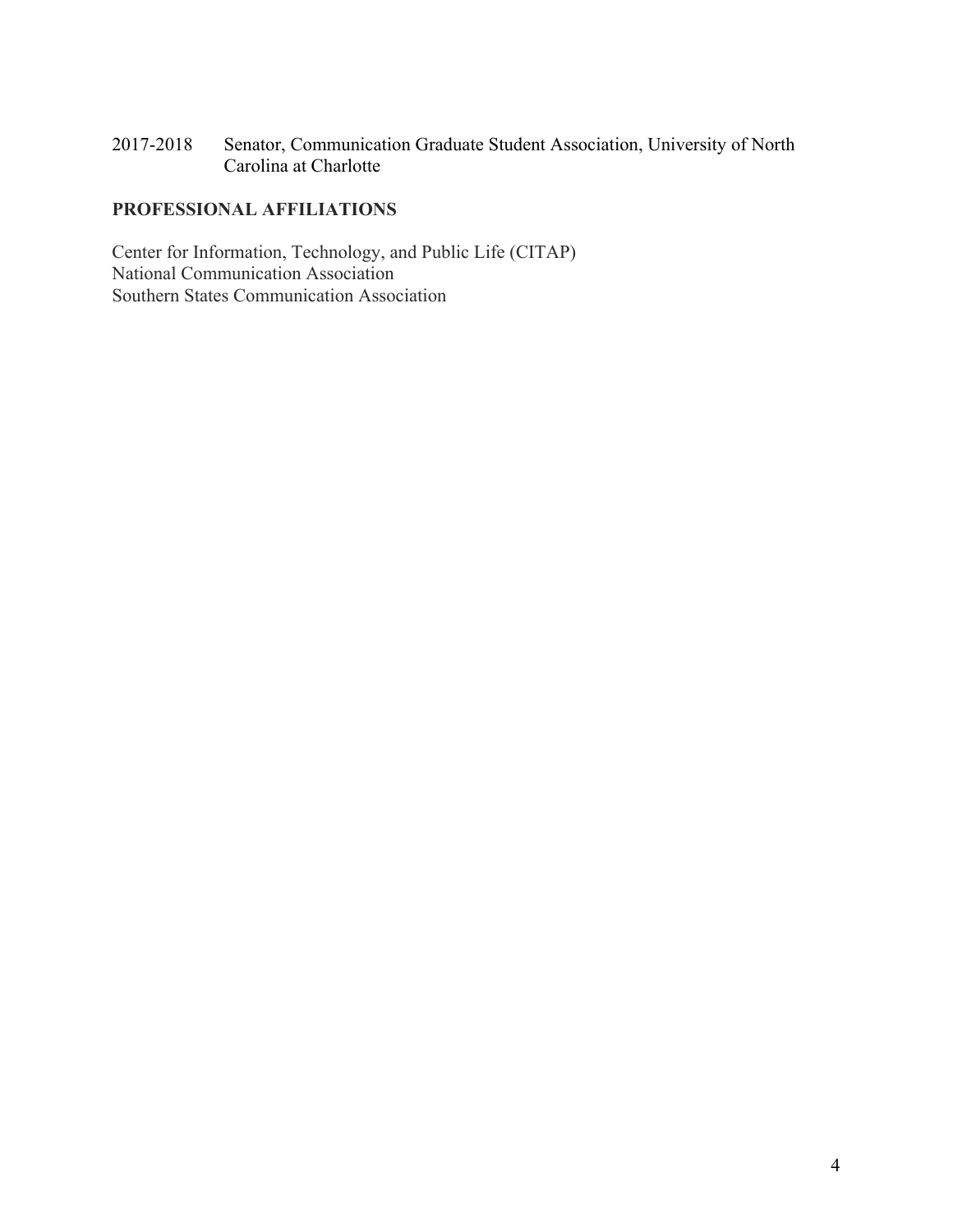2017-2018 Senator, Communication Graduate Student Association, University of North Carolina at Charlotte

## PROFESSIONAL AFFILIATIONS

Center for Information, Technology, and Public Life (CITAP)
National Communication Association
Southern States Communication Association